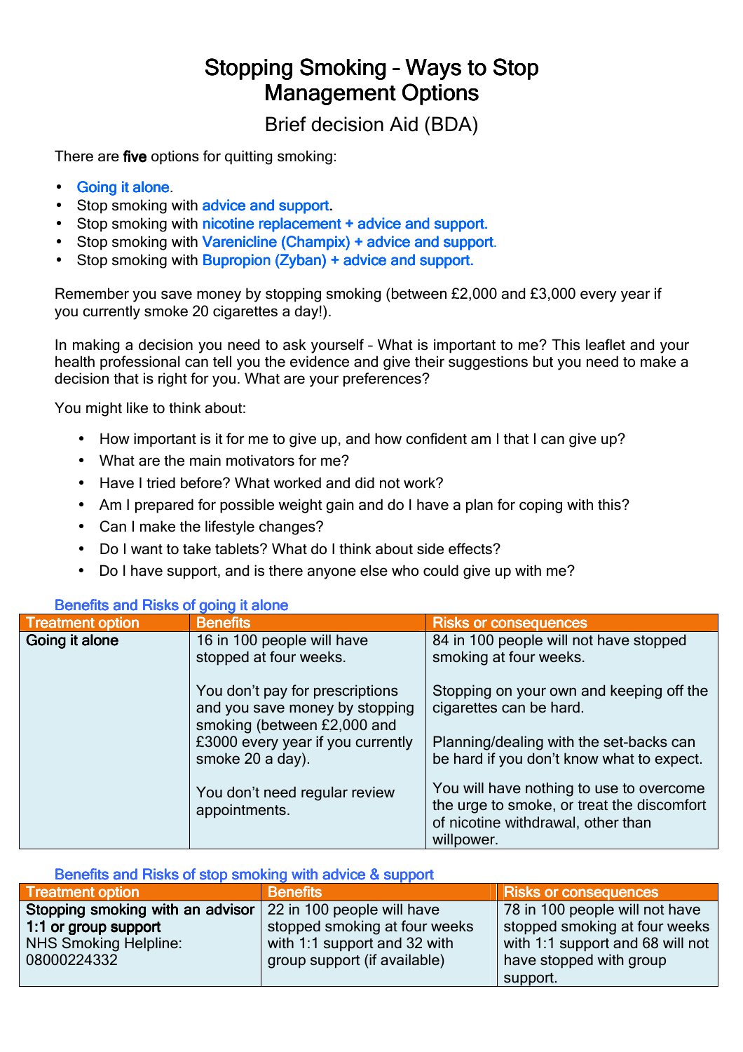# Stopping Smoking – Ways to Stop Management Options

## Brief decision Aid (BDA)

There are **five** options for quitting smoking:

- Going it alone.
- Stop smoking with advice and support.
- Stop smoking with nicotine replacement + advice and support.
- Stop smoking with Varenicline (Champix) + advice and support.
- Stop smoking with Bupropion (Zyban) + advice and support.

Remember you save money by stopping smoking (between £2,000 and £3,000 every year if you currently smoke 20 cigarettes a day!).

In making a decision you need to ask yourself – What is important to me? This leaflet and your health professional can tell you the evidence and give their suggestions but you need to make a decision that is right for you. What are your preferences?

You might like to think about:

- How important is it for me to give up, and how confident am I that I can give up?
- What are the main motivators for me?
- Have I tried before? What worked and did not work?
- Am I prepared for possible weight gain and do I have a plan for coping with this?
- Can I make the lifestyle changes?
- Do I want to take tablets? What do I think about side effects?
- Do I have support, and is there anyone else who could give up with me?

### Benefits and Risks of going it alone

| Treatment option | Benefits | Risks or consequences |
|---|---|---|
| **Going it alone** | 16 in 100 people will have stopped at four weeks.<br><br>You don't pay for prescriptions and you save money by stopping smoking (between £2,000 and £3000 every year if you currently smoke 20 a day).<br><br>You don't need regular review appointments. | 84 in 100 people will not have stopped smoking at four weeks.<br><br>Stopping on your own and keeping off the cigarettes can be hard.<br><br>Planning/dealing with the set-backs can be hard if you don't know what to expect.<br><br>You will have nothing to use to overcome the urge to smoke, or treat the discomfort of nicotine withdrawal, other than willpower. |

### Benefits and Risks of stop smoking with advice & support

| Treatment option | Benefits | Risks or consequences |
|---|---|---|
| **Stopping smoking with an advisor 1:1 or group support**<br>NHS Smoking Helpline: 08000224332 | 22 in 100 people will have stopped smoking at four weeks with 1:1 support and 32 with group support (if available) | 78 in 100 people will not have stopped smoking at four weeks with 1:1 support and 68 will not have stopped with group support. |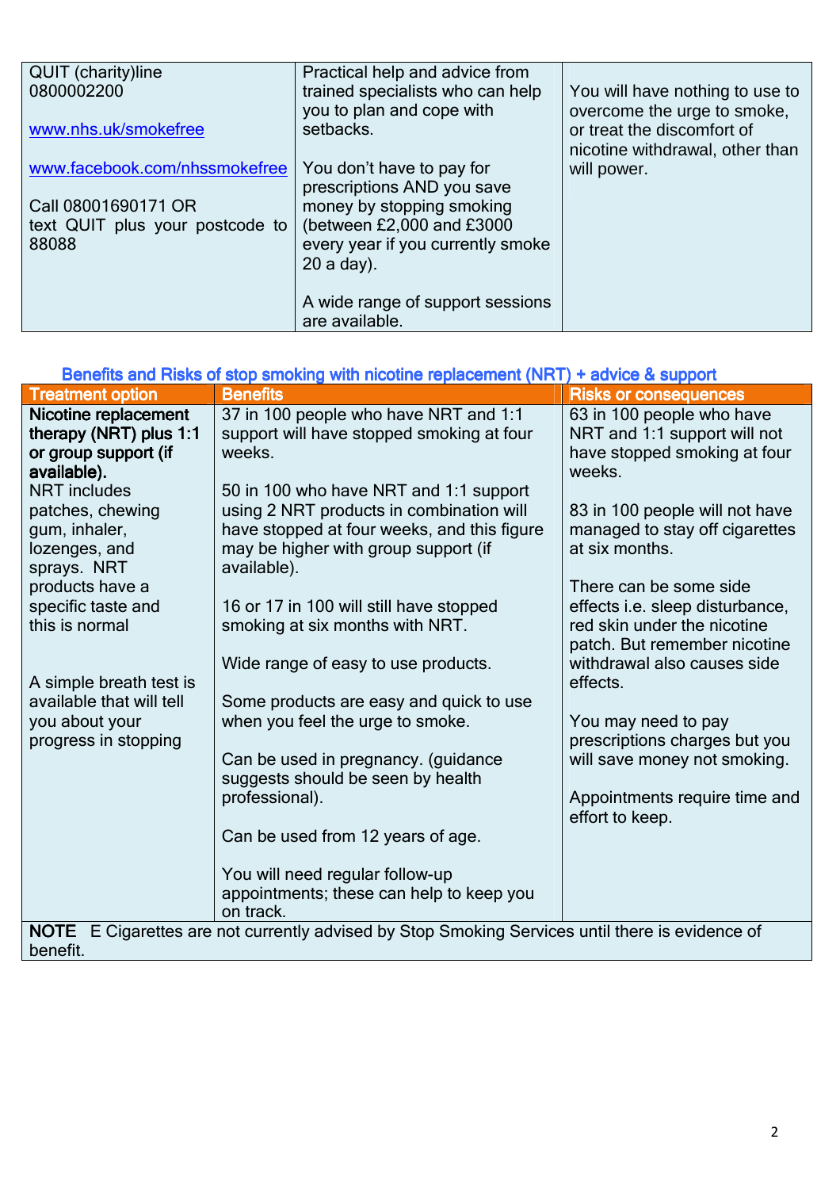| QUIT (charity)line 0800002200<br><br>www.nhs.uk/smokefree<br><br>www.facebook.com/nhssmokefree<br><br>Call 08001690171 OR text QUIT plus your postcode to 88088 | Practical help and advice from trained specialists who can help you to plan and cope with setbacks.<br><br>You don't have to pay for prescriptions AND you save money by stopping smoking (between £2,000 and £3000 every year if you currently smoke 20 a day).<br><br>A wide range of support sessions are available. | You will have nothing to use to overcome the urge to smoke, or treat the discomfort of nicotine withdrawal, other than will power. |
|---|---|---|

## Benefits and Risks of stop smoking with nicotine replacement (NRT) + advice & support

| Treatment option | Benefits | Risks or consequences |
|---|---|---|
| **Nicotine replacement therapy (NRT) plus 1:1 or group support (if available).**<br>NRT includes patches, chewing gum, inhaler, lozenges, and sprays. NRT products have a specific taste and this is normal<br><br>A simple breath test is available that will tell you about your progress in stopping | 37 in 100 people who have NRT and 1:1 support will have stopped smoking at four weeks.<br><br>50 in 100 who have NRT and 1:1 support using 2 NRT products in combination will have stopped at four weeks, and this figure may be higher with group support (if available).<br><br>16 or 17 in 100 will still have stopped smoking at six months with NRT.<br><br>Wide range of easy to use products.<br><br>Some products are easy and quick to use when you feel the urge to smoke.<br><br>Can be used in pregnancy. (guidance suggests should be seen by health professional).<br><br>Can be used from 12 years of age.<br><br>You will need regular follow-up appointments; these can help to keep you on track. | 63 in 100 people who have NRT and 1:1 support will not have stopped smoking at four weeks.<br><br>83 in 100 people will not have managed to stay off cigarettes at six months.<br><br>There can be some side effects i.e. sleep disturbance, red skin under the nicotine patch. But remember nicotine withdrawal also causes side effects.<br><br>You may need to pay prescriptions charges but you will save money not smoking.<br><br>Appointments require time and effort to keep. |
| **NOTE** E Cigarettes are not currently advised by Stop Smoking Services until there is evidence of benefit. | | |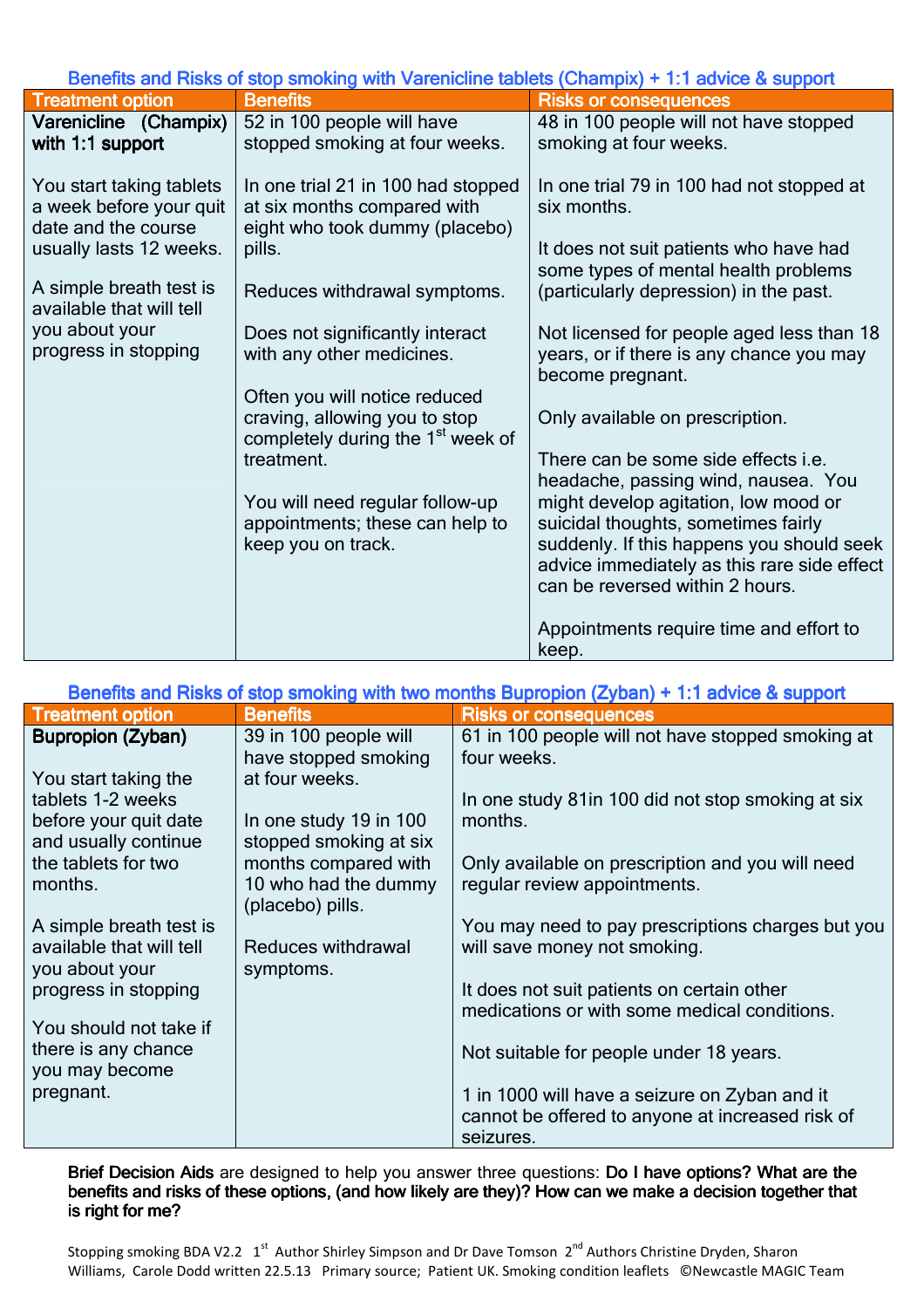## Benefits and Risks of stop smoking with Varenicline tablets (Champix) + 1:1 advice & support

| Treatment option | Benefits | Risks or consequences |
| --- | --- | --- |
| **Varenicline (Champix) with 1:1 support**<br><br>You start taking tablets a week before your quit date and the course usually lasts 12 weeks.<br><br>A simple breath test is available that will tell you about your progress in stopping | 52 in 100 people will have stopped smoking at four weeks.<br><br>In one trial 21 in 100 had stopped at six months compared with eight who took dummy (placebo) pills.<br><br>Reduces withdrawal symptoms.<br><br>Does not significantly interact with any other medicines.<br><br>Often you will notice reduced craving, allowing you to stop completely during the 1st week of treatment.<br><br>You will need regular follow-up appointments; these can help to keep you on track. | 48 in 100 people will not have stopped smoking at four weeks.<br><br>In one trial 79 in 100 had not stopped at six months.<br><br>It does not suit patients who have had some types of mental health problems (particularly depression) in the past.<br><br>Not licensed for people aged less than 18 years, or if there is any chance you may become pregnant.<br><br>Only available on prescription.<br><br>There can be some side effects i.e. headache, passing wind, nausea. You might develop agitation, low mood or suicidal thoughts, sometimes fairly suddenly. If this happens you should seek advice immediately as this rare side effect can be reversed within 2 hours.<br><br>Appointments require time and effort to keep. |

## Benefits and Risks of stop smoking with two months Bupropion (Zyban) + 1:1 advice & support

| Treatment option | Benefits | Risks or consequences |
| --- | --- | --- |
| **Bupropion (Zyban)**<br><br>You start taking the tablets 1-2 weeks before your quit date and usually continue the tablets for two months.<br><br>A simple breath test is available that will tell you about your progress in stopping<br><br>You should not take if there is any chance you may become pregnant. | 39 in 100 people will have stopped smoking at four weeks.<br><br>In one study 19 in 100 stopped smoking at six months compared with 10 who had the dummy (placebo) pills.<br><br>Reduces withdrawal symptoms. | 61 in 100 people will not have stopped smoking at four weeks.<br><br>In one study 81in 100 did not stop smoking at six months.<br><br>Only available on prescription and you will need regular review appointments.<br><br>You may need to pay prescriptions charges but you will save money not smoking.<br><br>It does not suit patients on certain other medications or with some medical conditions.<br><br>Not suitable for people under 18 years.<br><br>1 in 1000 will have a seizure on Zyban and it cannot be offered to anyone at increased risk of seizures. |

**Brief Decision Aids** are designed to help you answer three questions: **Do I have options? What are the benefits and risks of these options, (and how likely are they)? How can we make a decision together that is right for me?**

Stopping smoking BDA V2.2 1st Author Shirley Simpson and Dr Dave Tomson 2nd Authors Christine Dryden, Sharon Williams, Carole Dodd written 22.5.13 Primary source; Patient UK. Smoking condition leaflets ©Newcastle MAGIC Team